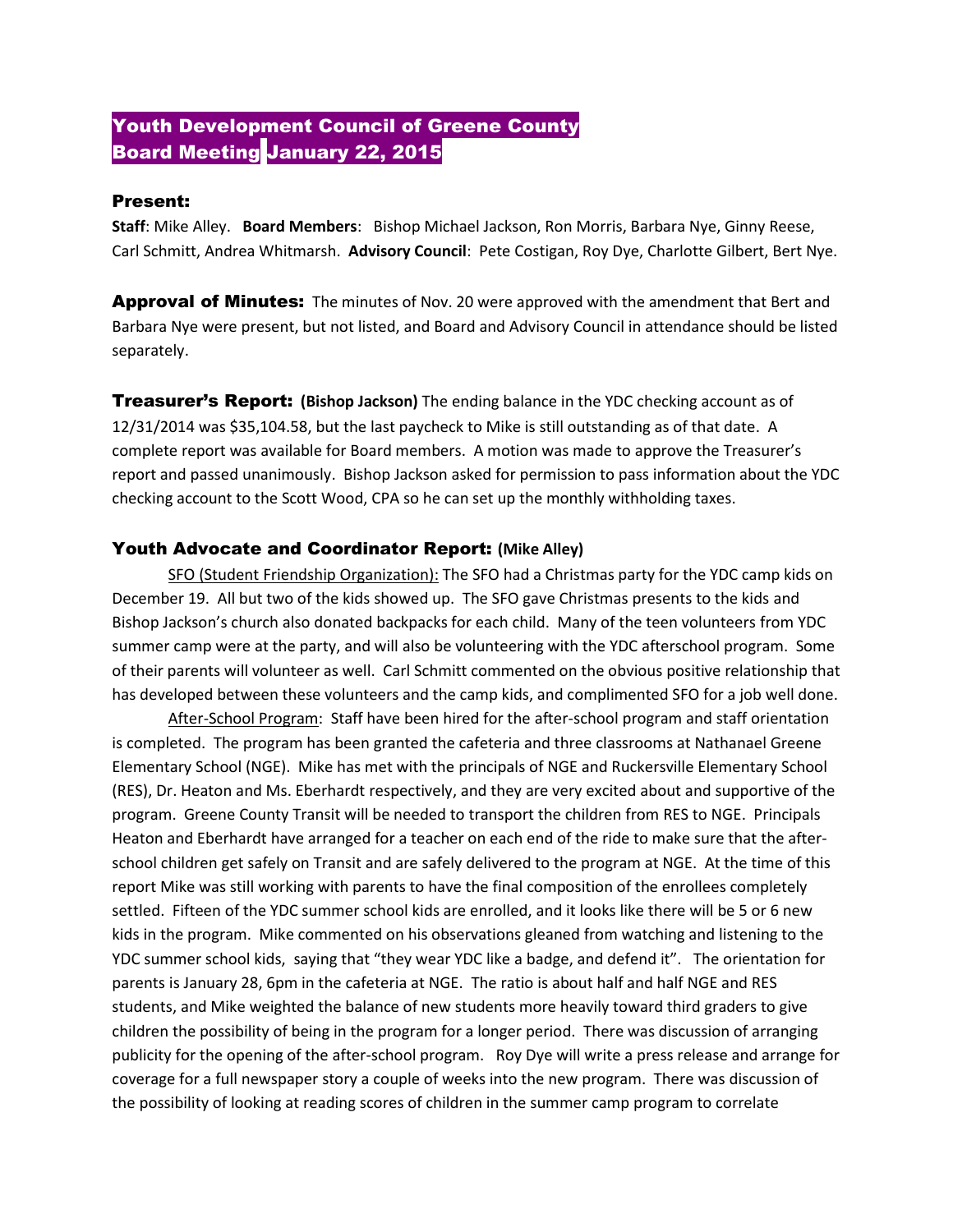# Youth Development Council of Greene County
# Board Meeting January 22, 2015

## Present:

**Staff**: Mike Alley. **Board Members**: Bishop Michael Jackson, Ron Morris, Barbara Nye, Ginny Reese, Carl Schmitt, Andrea Whitmarsh. **Advisory Council**: Pete Costigan, Roy Dye, Charlotte Gilbert, Bert Nye.

**Approval of Minutes:** The minutes of Nov. 20 were approved with the amendment that Bert and Barbara Nye were present, but not listed, and Board and Advisory Council in attendance should be listed separately.

**Treasurer's Report: (Bishop Jackson)** The ending balance in the YDC checking account as of 12/31/2014 was $35,104.58, but the last paycheck to Mike is still outstanding as of that date. A complete report was available for Board members. A motion was made to approve the Treasurer's report and passed unanimously. Bishop Jackson asked for permission to pass information about the YDC checking account to the Scott Wood, CPA so he can set up the monthly withholding taxes.

## Youth Advocate and Coordinator Report: (Mike Alley)

SFO (Student Friendship Organization): The SFO had a Christmas party for the YDC camp kids on December 19. All but two of the kids showed up. The SFO gave Christmas presents to the kids and Bishop Jackson's church also donated backpacks for each child. Many of the teen volunteers from YDC summer camp were at the party, and will also be volunteering with the YDC afterschool program. Some of their parents will volunteer as well. Carl Schmitt commented on the obvious positive relationship that has developed between these volunteers and the camp kids, and complimented SFO for a job well done.

After-School Program: Staff have been hired for the after-school program and staff orientation is completed. The program has been granted the cafeteria and three classrooms at Nathanael Greene Elementary School (NGE). Mike has met with the principals of NGE and Ruckersville Elementary School (RES), Dr. Heaton and Ms. Eberhardt respectively, and they are very excited about and supportive of the program. Greene County Transit will be needed to transport the children from RES to NGE. Principals Heaton and Eberhardt have arranged for a teacher on each end of the ride to make sure that the after-school children get safely on Transit and are safely delivered to the program at NGE. At the time of this report Mike was still working with parents to have the final composition of the enrollees completely settled. Fifteen of the YDC summer school kids are enrolled, and it looks like there will be 5 or 6 new kids in the program. Mike commented on his observations gleaned from watching and listening to the YDC summer school kids, saying that "they wear YDC like a badge, and defend it". The orientation for parents is January 28, 6pm in the cafeteria at NGE. The ratio is about half and half NGE and RES students, and Mike weighted the balance of new students more heavily toward third graders to give children the possibility of being in the program for a longer period. There was discussion of arranging publicity for the opening of the after-school program. Roy Dye will write a press release and arrange for coverage for a full newspaper story a couple of weeks into the new program. There was discussion of the possibility of looking at reading scores of children in the summer camp program to correlate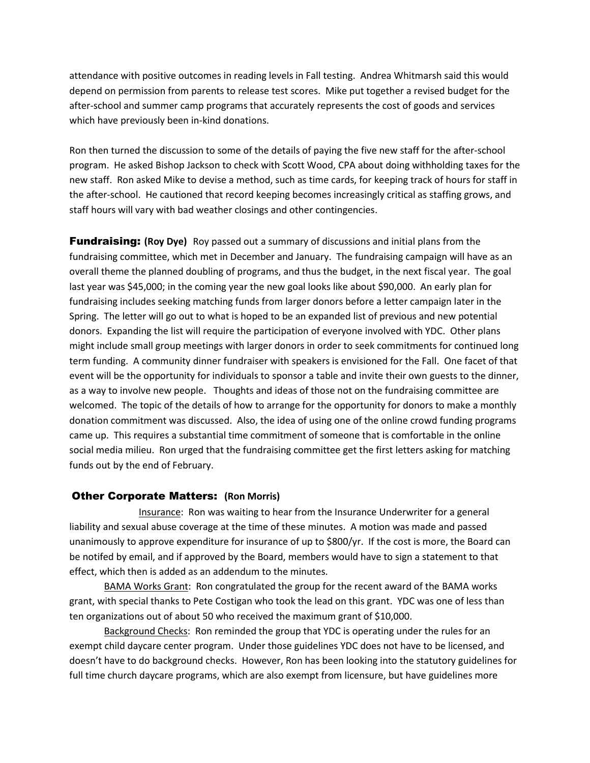attendance with positive outcomes in reading levels in Fall testing. Andrea Whitmarsh said this would depend on permission from parents to release test scores. Mike put together a revised budget for the after-school and summer camp programs that accurately represents the cost of goods and services which have previously been in-kind donations.

Ron then turned the discussion to some of the details of paying the five new staff for the after-school program. He asked Bishop Jackson to check with Scott Wood, CPA about doing withholding taxes for the new staff. Ron asked Mike to devise a method, such as time cards, for keeping track of hours for staff in the after-school. He cautioned that record keeping becomes increasingly critical as staffing grows, and staff hours will vary with bad weather closings and other contingencies.

**Fundraising: (Roy Dye)** Roy passed out a summary of discussions and initial plans from the fundraising committee, which met in December and January. The fundraising campaign will have as an overall theme the planned doubling of programs, and thus the budget, in the next fiscal year. The goal last year was $45,000; in the coming year the new goal looks like about $90,000. An early plan for fundraising includes seeking matching funds from larger donors before a letter campaign later in the Spring. The letter will go out to what is hoped to be an expanded list of previous and new potential donors. Expanding the list will require the participation of everyone involved with YDC. Other plans might include small group meetings with larger donors in order to seek commitments for continued long term funding. A community dinner fundraiser with speakers is envisioned for the Fall. One facet of that event will be the opportunity for individuals to sponsor a table and invite their own guests to the dinner, as a way to involve new people. Thoughts and ideas of those not on the fundraising committee are welcomed. The topic of the details of how to arrange for the opportunity for donors to make a monthly donation commitment was discussed. Also, the idea of using one of the online crowd funding programs came up. This requires a substantial time commitment of someone that is comfortable in the online social media milieu. Ron urged that the fundraising committee get the first letters asking for matching funds out by the end of February.

**Other Corporate Matters: (Ron Morris)**

Insurance: Ron was waiting to hear from the Insurance Underwriter for a general liability and sexual abuse coverage at the time of these minutes. A motion was made and passed unanimously to approve expenditure for insurance of up to $800/yr. If the cost is more, the Board can be notifed by email, and if approved by the Board, members would have to sign a statement to that effect, which then is added as an addendum to the minutes.

BAMA Works Grant: Ron congratulated the group for the recent award of the BAMA works grant, with special thanks to Pete Costigan who took the lead on this grant. YDC was one of less than ten organizations out of about 50 who received the maximum grant of $10,000.

Background Checks: Ron reminded the group that YDC is operating under the rules for an exempt child daycare center program. Under those guidelines YDC does not have to be licensed, and doesn't have to do background checks. However, Ron has been looking into the statutory guidelines for full time church daycare programs, which are also exempt from licensure, but have guidelines more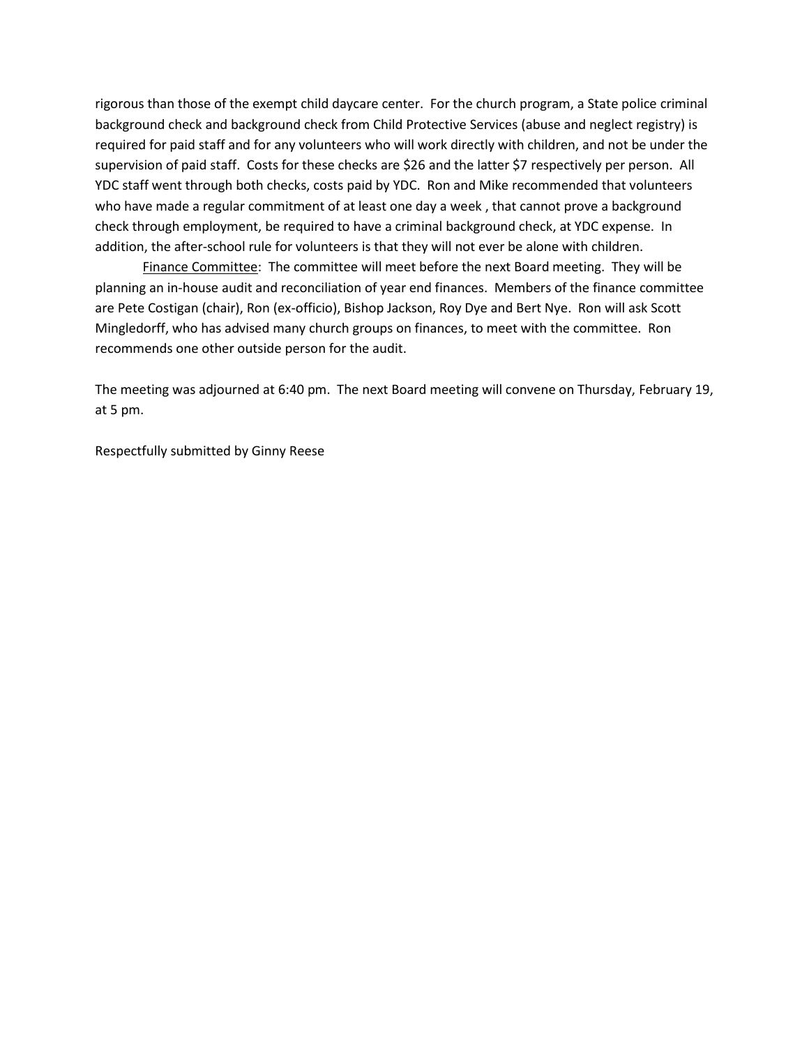rigorous than those of the exempt child daycare center. For the church program, a State police criminal background check and background check from Child Protective Services (abuse and neglect registry) is required for paid staff and for any volunteers who will work directly with children, and not be under the supervision of paid staff. Costs for these checks are $26 and the latter $7 respectively per person. All YDC staff went through both checks, costs paid by YDC. Ron and Mike recommended that volunteers who have made a regular commitment of at least one day a week , that cannot prove a background check through employment, be required to have a criminal background check, at YDC expense. In addition, the after-school rule for volunteers is that they will not ever be alone with children.

<u>Finance Committee</u>: The committee will meet before the next Board meeting. They will be planning an in-house audit and reconciliation of year end finances. Members of the finance committee are Pete Costigan (chair), Ron (ex-officio), Bishop Jackson, Roy Dye and Bert Nye. Ron will ask Scott Mingledorff, who has advised many church groups on finances, to meet with the committee. Ron recommends one other outside person for the audit.

The meeting was adjourned at 6:40 pm. The next Board meeting will convene on Thursday, February 19, at 5 pm.

Respectfully submitted by Ginny Reese